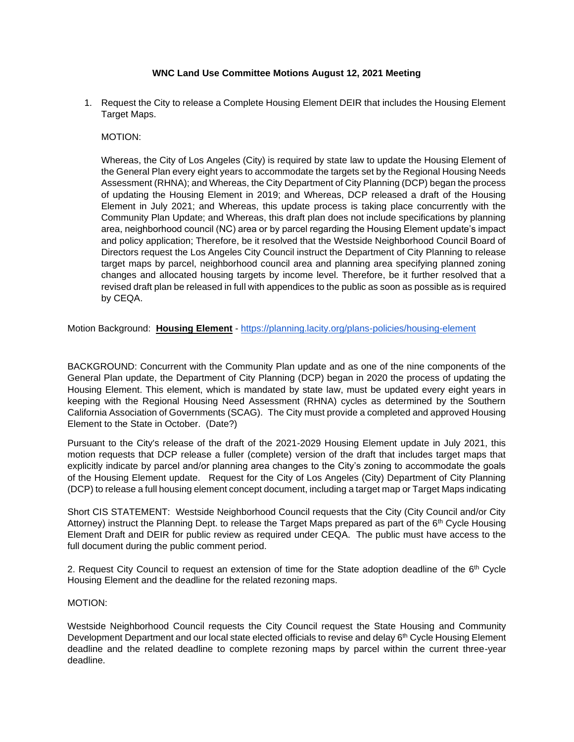**WNC Land Use Committee Motions August 12, 2021 Meeting**

1. Request the City to release a Complete Housing Element DEIR that includes the Housing Element Target Maps.

   MOTION:

   Whereas, the City of Los Angeles (City) is required by state law to update the Housing Element of the General Plan every eight years to accommodate the targets set by the Regional Housing Needs Assessment (RHNA); and Whereas, the City Department of City Planning (DCP) began the process of updating the Housing Element in 2019; and Whereas, DCP released a draft of the Housing Element in July 2021; and Whereas, this update process is taking place concurrently with the Community Plan Update; and Whereas, this draft plan does not include specifications by planning area, neighborhood council (NC) area or by parcel regarding the Housing Element update's impact and policy application; Therefore, be it resolved that the Westside Neighborhood Council Board of Directors request the Los Angeles City Council instruct the Department of City Planning to release target maps by parcel, neighborhood council area and planning area specifying planned zoning changes and allocated housing targets by income level. Therefore, be it further resolved that a revised draft plan be released in full with appendices to the public as soon as possible as is required by CEQA.

Motion Background: **Housing Element** - https://planning.lacity.org/plans-policies/housing-element

BACKGROUND: Concurrent with the Community Plan update and as one of the nine components of the General Plan update, the Department of City Planning (DCP) began in 2020 the process of updating the Housing Element. This element, which is mandated by state law, must be updated every eight years in keeping with the Regional Housing Need Assessment (RHNA) cycles as determined by the Southern California Association of Governments (SCAG). The City must provide a completed and approved Housing Element to the State in October. (Date?)

Pursuant to the City's release of the draft of the 2021-2029 Housing Element update in July 2021, this motion requests that DCP release a fuller (complete) version of the draft that includes target maps that explicitly indicate by parcel and/or planning area changes to the City's zoning to accommodate the goals of the Housing Element update. Request for the City of Los Angeles (City) Department of City Planning (DCP) to release a full housing element concept document, including a target map or Target Maps indicating

Short CIS STATEMENT: Westside Neighborhood Council requests that the City (City Council and/or City Attorney) instruct the Planning Dept. to release the Target Maps prepared as part of the 6th Cycle Housing Element Draft and DEIR for public review as required under CEQA. The public must have access to the full document during the public comment period.

2. Request City Council to request an extension of time for the State adoption deadline of the 6th Cycle Housing Element and the deadline for the related rezoning maps.

MOTION:

Westside Neighborhood Council requests the City Council request the State Housing and Community Development Department and our local state elected officials to revise and delay 6th Cycle Housing Element deadline and the related deadline to complete rezoning maps by parcel within the current three-year deadline.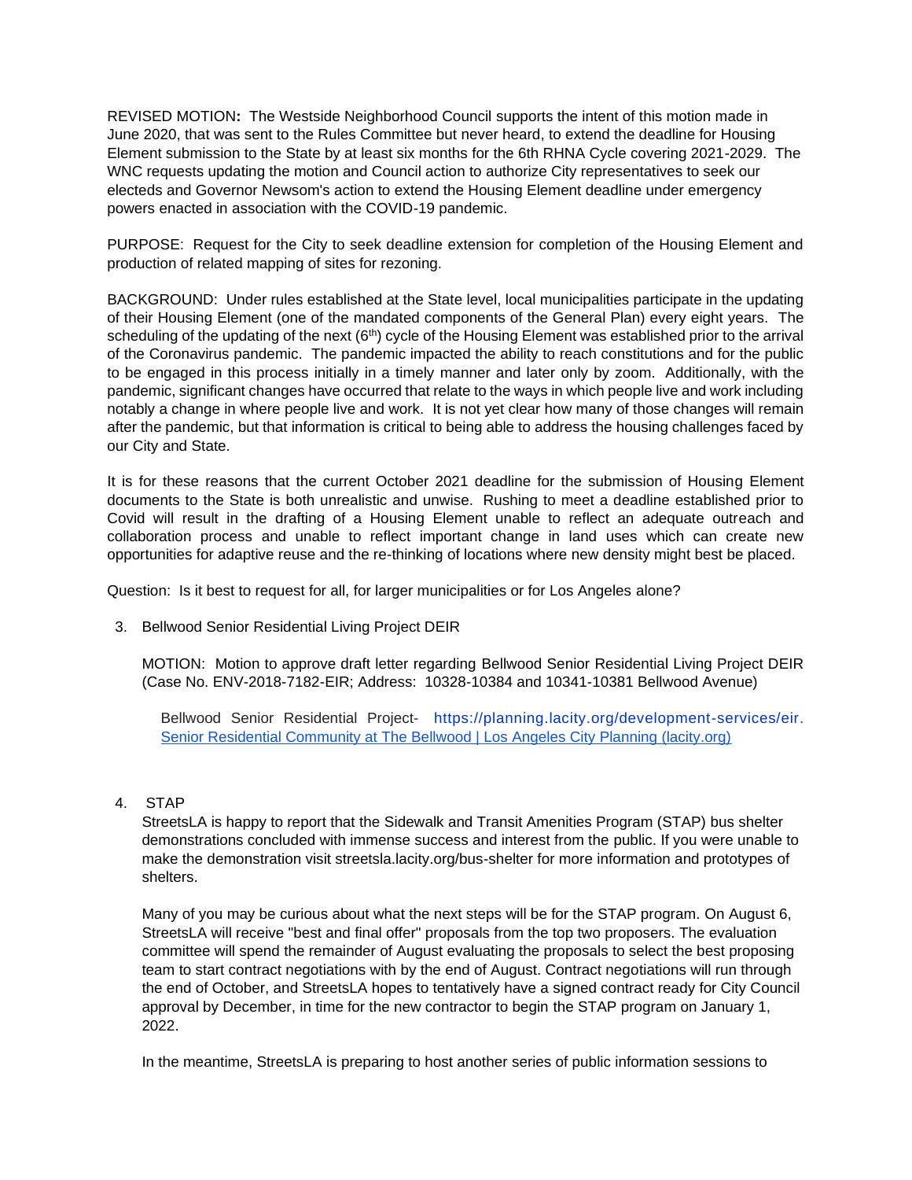**REVISED MOTION:** The Westside Neighborhood Council supports the intent of this motion made in June 2020, that was sent to the Rules Committee but never heard, to extend the deadline for Housing Element submission to the State by at least six months for the 6th RHNA Cycle covering 2021-2029. The WNC requests updating the motion and Council action to authorize City representatives to seek our electeds and Governor Newsom's action to extend the Housing Element deadline under emergency powers enacted in association with the COVID-19 pandemic.

PURPOSE: Request for the City to seek deadline extension for completion of the Housing Element and production of related mapping of sites for rezoning.

BACKGROUND: Under rules established at the State level, local municipalities participate in the updating of their Housing Element (one of the mandated components of the General Plan) every eight years. The scheduling of the updating of the next (6th) cycle of the Housing Element was established prior to the arrival of the Coronavirus pandemic. The pandemic impacted the ability to reach constitutions and for the public to be engaged in this process initially in a timely manner and later only by zoom. Additionally, with the pandemic, significant changes have occurred that relate to the ways in which people live and work including notably a change in where people live and work. It is not yet clear how many of those changes will remain after the pandemic, but that information is critical to being able to address the housing challenges faced by our City and State.

It is for these reasons that the current October 2021 deadline for the submission of Housing Element documents to the State is both unrealistic and unwise. Rushing to meet a deadline established prior to Covid will result in the drafting of a Housing Element unable to reflect an adequate outreach and collaboration process and unable to reflect important change in land uses which can create new opportunities for adaptive reuse and the re-thinking of locations where new density might best be placed.

Question: Is it best to request for all, for larger municipalities or for Los Angeles alone?

3. Bellwood Senior Residential Living Project DEIR

   MOTION: Motion to approve draft letter regarding Bellwood Senior Residential Living Project DEIR (Case No. ENV-2018-7182-EIR; Address: 10328-10384 and 10341-10381 Bellwood Avenue)

   Bellwood Senior Residential Project- https://planning.lacity.org/development-services/eir. [Senior Residential Community at The Bellwood | Los Angeles City Planning (lacity.org)](https://planning.lacity.org/development-services/eir)

4. STAP

   StreetsLA is happy to report that the Sidewalk and Transit Amenities Program (STAP) bus shelter demonstrations concluded with immense success and interest from the public. If you were unable to make the demonstration visit streetsla.lacity.org/bus-shelter for more information and prototypes of shelters.

   Many of you may be curious about what the next steps will be for the STAP program. On August 6, StreetsLA will receive "best and final offer" proposals from the top two proposers. The evaluation committee will spend the remainder of August evaluating the proposals to select the best proposing team to start contract negotiations with by the end of August. Contract negotiations will run through the end of October, and StreetsLA hopes to tentatively have a signed contract ready for City Council approval by December, in time for the new contractor to begin the STAP program on January 1, 2022.

   In the meantime, StreetsLA is preparing to host another series of public information sessions to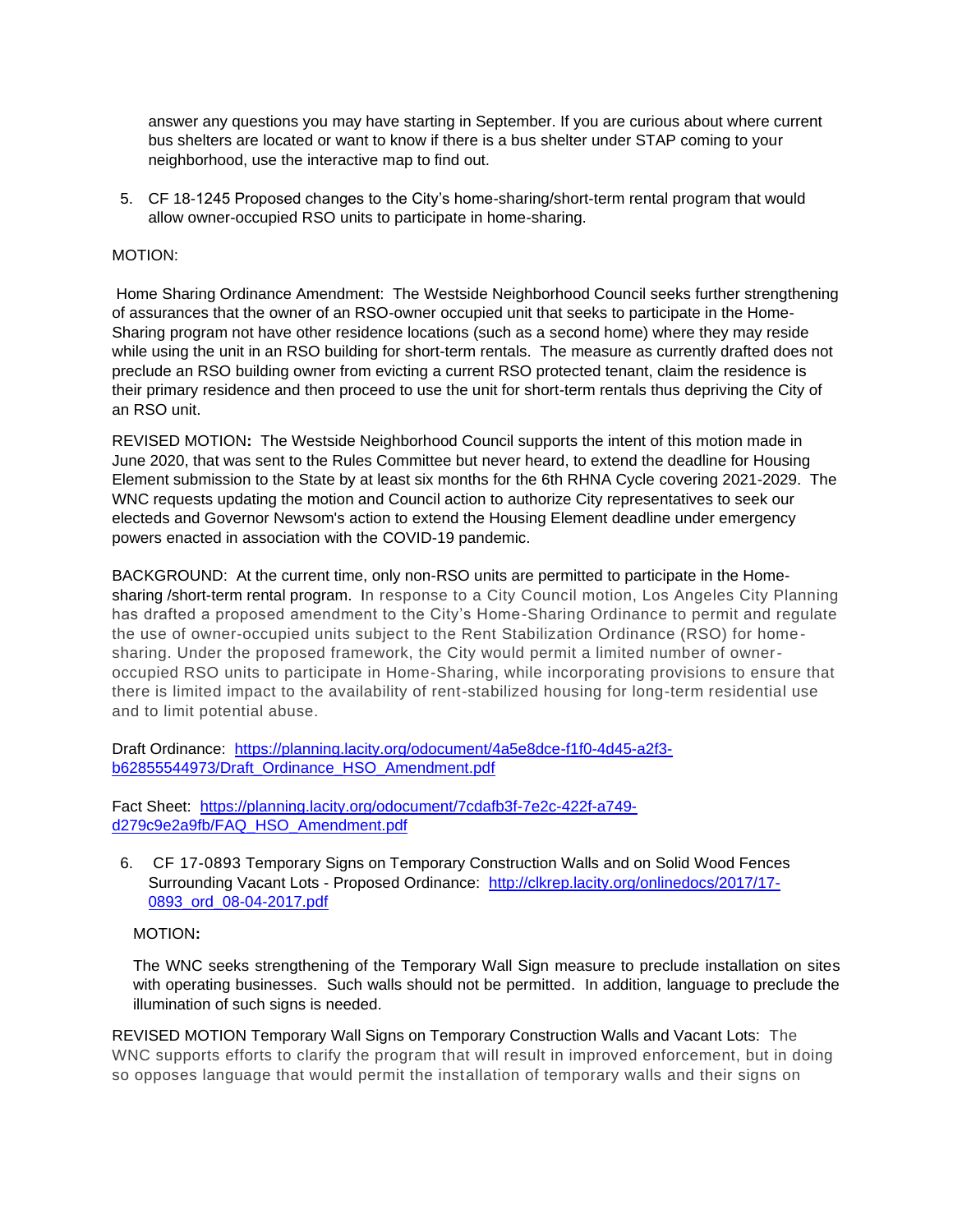answer any questions you may have starting in September. If you are curious about where current bus shelters are located or want to know if there is a bus shelter under STAP coming to your neighborhood, use the interactive map to find out.

5. CF 18-1245 Proposed changes to the City's home-sharing/short-term rental program that would allow owner-occupied RSO units to participate in home-sharing.

MOTION:

Home Sharing Ordinance Amendment: The Westside Neighborhood Council seeks further strengthening of assurances that the owner of an RSO-owner occupied unit that seeks to participate in the Home-Sharing program not have other residence locations (such as a second home) where they may reside while using the unit in an RSO building for short-term rentals. The measure as currently drafted does not preclude an RSO building owner from evicting a current RSO protected tenant, claim the residence is their primary residence and then proceed to use the unit for short-term rentals thus depriving the City of an RSO unit.

REVISED MOTION**:** The Westside Neighborhood Council supports the intent of this motion made in June 2020, that was sent to the Rules Committee but never heard, to extend the deadline for Housing Element submission to the State by at least six months for the 6th RHNA Cycle covering 2021-2029. The WNC requests updating the motion and Council action to authorize City representatives to seek our electeds and Governor Newsom's action to extend the Housing Element deadline under emergency powers enacted in association with the COVID-19 pandemic.

BACKGROUND: At the current time, only non-RSO units are permitted to participate in the Home-sharing /short-term rental program. In response to a City Council motion, Los Angeles City Planning has drafted a proposed amendment to the City's Home-Sharing Ordinance to permit and regulate the use of owner-occupied units subject to the Rent Stabilization Ordinance (RSO) for home-sharing. Under the proposed framework, the City would permit a limited number of owner-occupied RSO units to participate in Home-Sharing, while incorporating provisions to ensure that there is limited impact to the availability of rent-stabilized housing for long-term residential use and to limit potential abuse.

Draft Ordinance: [https://planning.lacity.org/odocument/4a5e8dce-f1f0-4d45-a2f3-b62855544973/Draft_Ordinance_HSO_Amendment.pdf](https://planning.lacity.org/odocument/4a5e8dce-f1f0-4d45-a2f3-b62855544973/Draft_Ordinance_HSO_Amendment.pdf)

Fact Sheet: [https://planning.lacity.org/odocument/7cdafb3f-7e2c-422f-a749-d279c9e2a9fb/FAQ_HSO_Amendment.pdf](https://planning.lacity.org/odocument/7cdafb3f-7e2c-422f-a749-d279c9e2a9fb/FAQ_HSO_Amendment.pdf)

6. CF 17-0893 Temporary Signs on Temporary Construction Walls and on Solid Wood Fences Surrounding Vacant Lots - Proposed Ordinance: [http://clkrep.lacity.org/onlinedocs/2017/17-0893_ord_08-04-2017.pdf](http://clkrep.lacity.org/onlinedocs/2017/17-0893_ord_08-04-2017.pdf)

   MOTION**:**

   The WNC seeks strengthening of the Temporary Wall Sign measure to preclude installation on sites with operating businesses. Such walls should not be permitted. In addition, language to preclude the illumination of such signs is needed.

REVISED MOTION Temporary Wall Signs on Temporary Construction Walls and Vacant Lots: The WNC supports efforts to clarify the program that will result in improved enforcement, but in doing so opposes language that would permit the installation of temporary walls and their signs on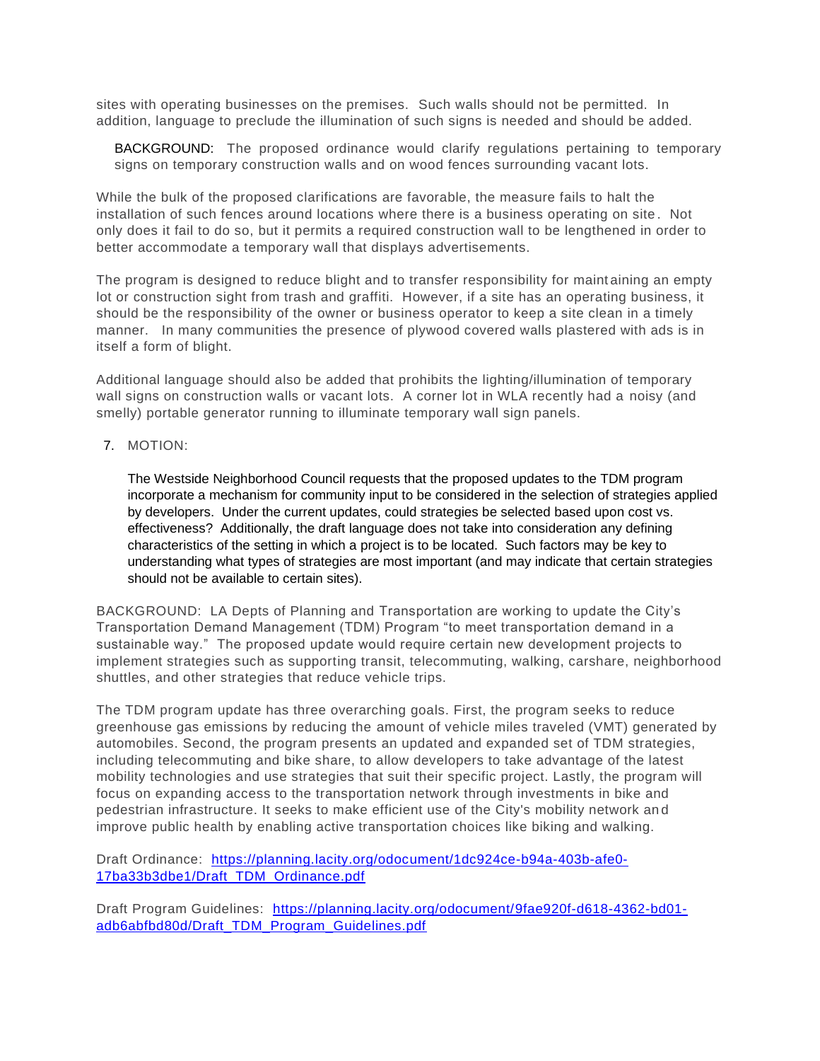sites with operating businesses on the premises. Such walls should not be permitted. In addition, language to preclude the illumination of such signs is needed and should be added.

BACKGROUND: The proposed ordinance would clarify regulations pertaining to temporary signs on temporary construction walls and on wood fences surrounding vacant lots.

While the bulk of the proposed clarifications are favorable, the measure fails to halt the installation of such fences around locations where there is a business operating on site. Not only does it fail to do so, but it permits a required construction wall to be lengthened in order to better accommodate a temporary wall that displays advertisements.

The program is designed to reduce blight and to transfer responsibility for maintaining an empty lot or construction sight from trash and graffiti. However, if a site has an operating business, it should be the responsibility of the owner or business operator to keep a site clean in a timely manner. In many communities the presence of plywood covered walls plastered with ads is in itself a form of blight.

Additional language should also be added that prohibits the lighting/illumination of temporary wall signs on construction walls or vacant lots. A corner lot in WLA recently had a noisy (and smelly) portable generator running to illuminate temporary wall sign panels.

7. MOTION:

   The Westside Neighborhood Council requests that the proposed updates to the TDM program incorporate a mechanism for community input to be considered in the selection of strategies applied by developers. Under the current updates, could strategies be selected based upon cost vs. effectiveness? Additionally, the draft language does not take into consideration any defining characteristics of the setting in which a project is to be located. Such factors may be key to understanding what types of strategies are most important (and may indicate that certain strategies should not be available to certain sites).

BACKGROUND: LA Depts of Planning and Transportation are working to update the City's Transportation Demand Management (TDM) Program "to meet transportation demand in a sustainable way." The proposed update would require certain new development projects to implement strategies such as supporting transit, telecommuting, walking, carshare, neighborhood shuttles, and other strategies that reduce vehicle trips.

The TDM program update has three overarching goals. First, the program seeks to reduce greenhouse gas emissions by reducing the amount of vehicle miles traveled (VMT) generated by automobiles. Second, the program presents an updated and expanded set of TDM strategies, including telecommuting and bike share, to allow developers to take advantage of the latest mobility technologies and use strategies that suit their specific project. Lastly, the program will focus on expanding access to the transportation network through investments in bike and pedestrian infrastructure. It seeks to make efficient use of the City's mobility network and improve public health by enabling active transportation choices like biking and walking.

Draft Ordinance: [https://planning.lacity.org/odocument/1dc924ce-b94a-403b-afe0-17ba33b3dbe1/Draft_TDM_Ordinance.pdf](https://planning.lacity.org/odocument/1dc924ce-b94a-403b-afe0-17ba33b3dbe1/Draft_TDM_Ordinance.pdf)

Draft Program Guidelines: [https://planning.lacity.org/odocument/9fae920f-d618-4362-bd01-adb6abfbd80d/Draft_TDM_Program_Guidelines.pdf](https://planning.lacity.org/odocument/9fae920f-d618-4362-bd01-adb6abfbd80d/Draft_TDM_Program_Guidelines.pdf)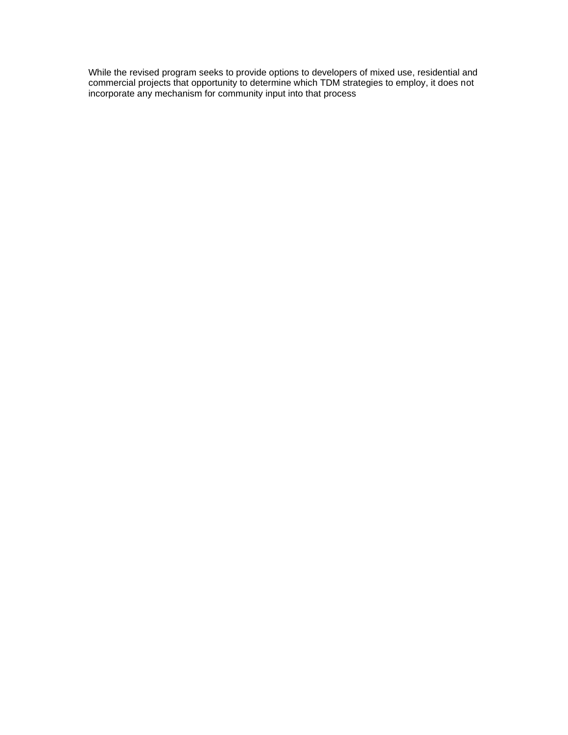While the revised program seeks to provide options to developers of mixed use, residential and commercial projects that opportunity to determine which TDM strategies to employ, it does not incorporate any mechanism for community input into that process